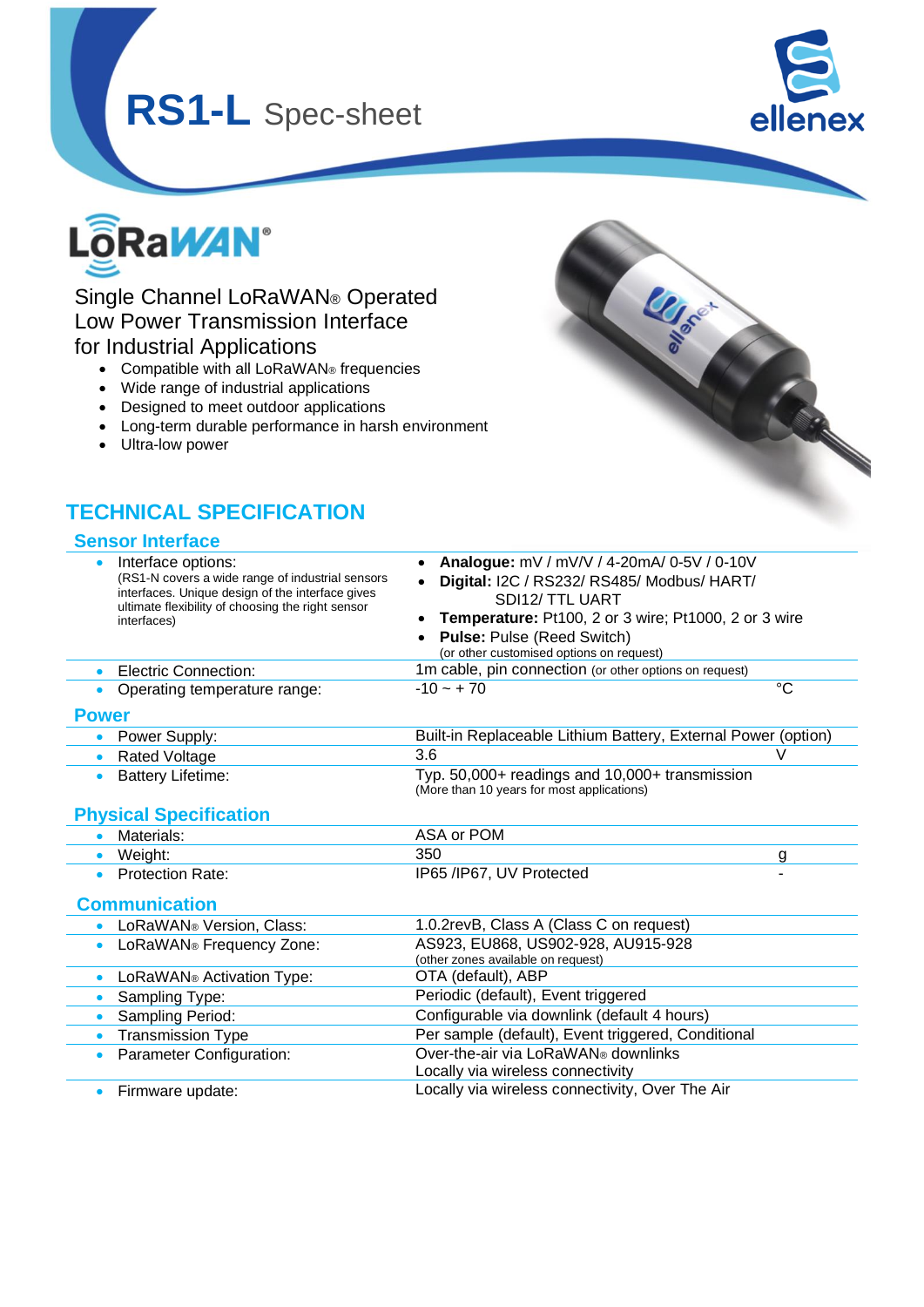# RS1-L Spec-sheet

Single Channel LoRaWAN® Operated
Low Power Transmission Interface
for Industrial Applications

- Compatible with all LoRaWAN® frequencies
- Wide range of industrial applications
- Designed to meet outdoor applications
- Long-term durable performance in harsh environment
- Ultra-low power

## TECHNICAL SPECIFICATION

### Sensor Interface

| | | |
|---|---|---|
| • Interface options: (RS1-N covers a wide range of industrial sensors interfaces. Unique design of the interface gives ultimate flexibility of choosing the right sensor interfaces) | • **Analogue:** mV / mV/V / 4-20mA/ 0-5V / 0-10V<br>• **Digital:** I2C / RS232/ RS485/ Modbus/ HART/ SDI12/ TTL UART<br>• **Temperature:** Pt100, 2 or 3 wire; Pt1000, 2 or 3 wire<br>• **Pulse:** Pulse (Reed Switch)<br>(or other customised options on request) | |
| • Electric Connection: | 1m cable, pin connection (or other options on request) | |
| • Operating temperature range: | -10 ~ + 70 | °C |

### Power

| | | |
|---|---|---|
| • Power Supply: | Built-in Replaceable Lithium Battery, External Power (option) | |
| • Rated Voltage | 3.6 | V |
| • Battery Lifetime: | Typ. 50,000+ readings and 10,000+ transmission (More than 10 years for most applications) | |

### Physical Specification

| | | |
|---|---|---|
| • Materials: | ASA or POM | |
| • Weight: | 350 | g |
| • Protection Rate: | IP65 /IP67, UV Protected | - |

### Communication

| | |
|---|---|
| • LoRaWAN® Version, Class: | 1.0.2revB, Class A (Class C on request) |
| • LoRaWAN® Frequency Zone: | AS923, EU868, US902-928, AU915-928 (other zones available on request) |
| • LoRaWAN® Activation Type: | OTA (default), ABP |
| • Sampling Type: | Periodic (default), Event triggered |
| • Sampling Period: | Configurable via downlink (default 4 hours) |
| • Transmission Type | Per sample (default), Event triggered, Conditional |
| • Parameter Configuration: | Over-the-air via LoRaWAN® downlinks<br>Locally via wireless connectivity |
| • Firmware update: | Locally via wireless connectivity, Over The Air |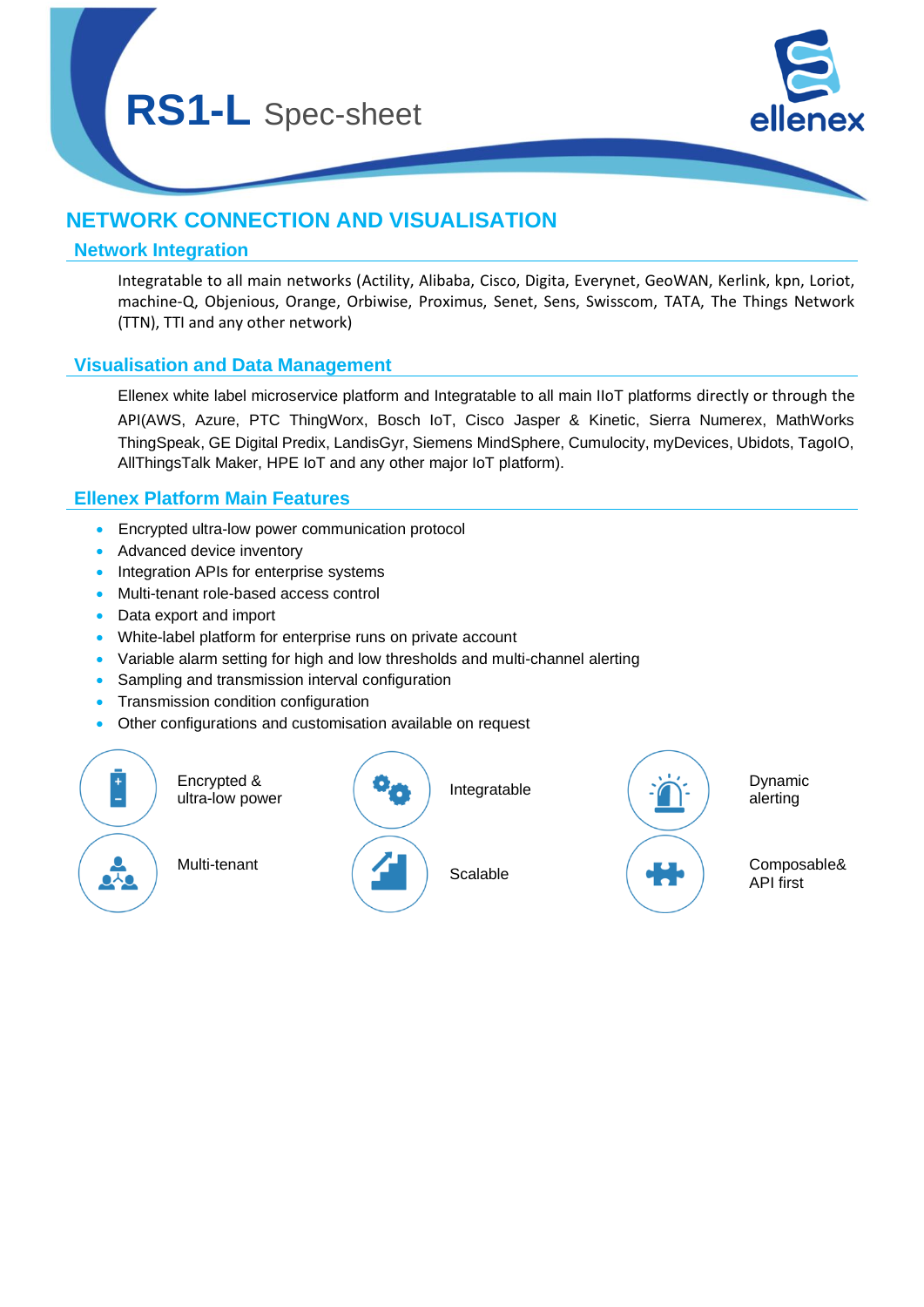# RS1-L Spec-sheet

## NETWORK CONNECTION AND VISUALISATION

### Network Integration

Integratable to all main networks (Actility, Alibaba, Cisco, Digita, Everynet, GeoWAN, Kerlink, kpn, Loriot, machine-Q, Objenious, Orange, Orbiwise, Proximus, Senet, Sens, Swisscom, TATA, The Things Network (TTN), TTI and any other network)

### Visualisation and Data Management

Ellenex white label microservice platform and Integratable to all main IIoT platforms directly or through the API(AWS, Azure, PTC ThingWorx, Bosch IoT, Cisco Jasper & Kinetic, Sierra Numerex, MathWorks ThingSpeak, GE Digital Predix, LandisGyr, Siemens MindSphere, Cumulocity, myDevices, Ubidots, TagoIO, AllThingsTalk Maker, HPE IoT and any other major IoT platform).

### Ellenex Platform Main Features

- Encrypted ultra-low power communication protocol
- Advanced device inventory
- Integration APIs for enterprise systems
- Multi-tenant role-based access control
- Data export and import
- White-label platform for enterprise runs on private account
- Variable alarm setting for high and low thresholds and multi-channel alerting
- Sampling and transmission interval configuration
- Transmission condition configuration
- Other configurations and customisation available on request

Encrypted & ultra-low power

Integratable

Dynamic alerting

Multi-tenant

Scalable

Composable& API first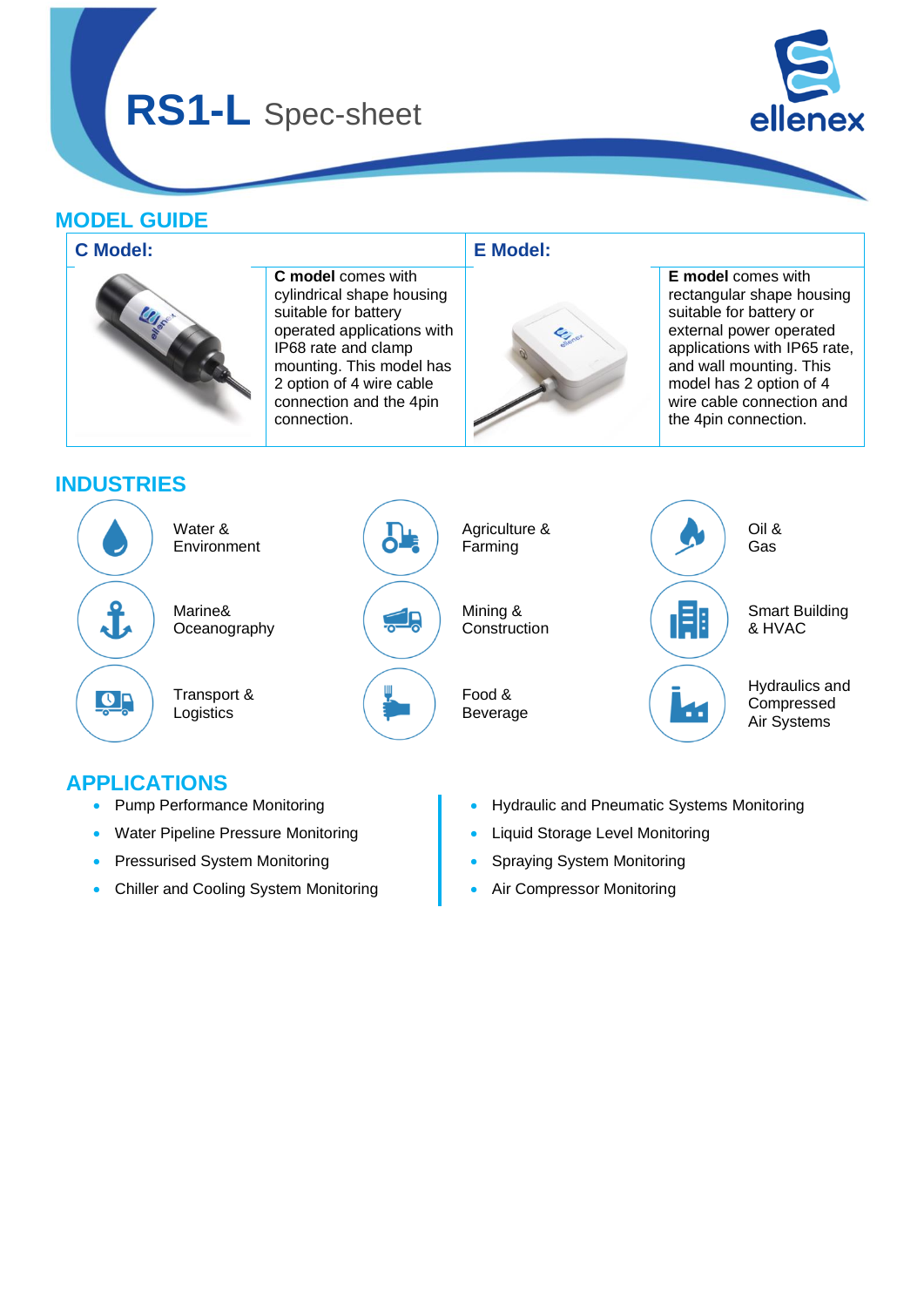# RS1-L Spec-sheet

## MODEL GUIDE

| C Model: | E Model: |
|---|---|
| **C model** comes with cylindrical shape housing suitable for battery operated applications with IP68 rate and clamp mounting. This model has 2 option of 4 wire cable connection and the 4pin connection. | **E model** comes with rectangular shape housing suitable for battery or external power operated applications with IP65 rate, and wall mounting. This model has 2 option of 4 wire cable connection and the 4pin connection. |

## INDUSTRIES

- Water & Environment
- Agriculture & Farming
- Oil & Gas
- Marine& Oceanography
- Mining & Construction
- Smart Building & HVAC
- Transport & Logistics
- Food & Beverage
- Hydraulics and Compressed Air Systems

## APPLICATIONS

- Pump Performance Monitoring
- Water Pipeline Pressure Monitoring
- Pressurised System Monitoring
- Chiller and Cooling System Monitoring
- Hydraulic and Pneumatic Systems Monitoring
- Liquid Storage Level Monitoring
- Spraying System Monitoring
- Air Compressor Monitoring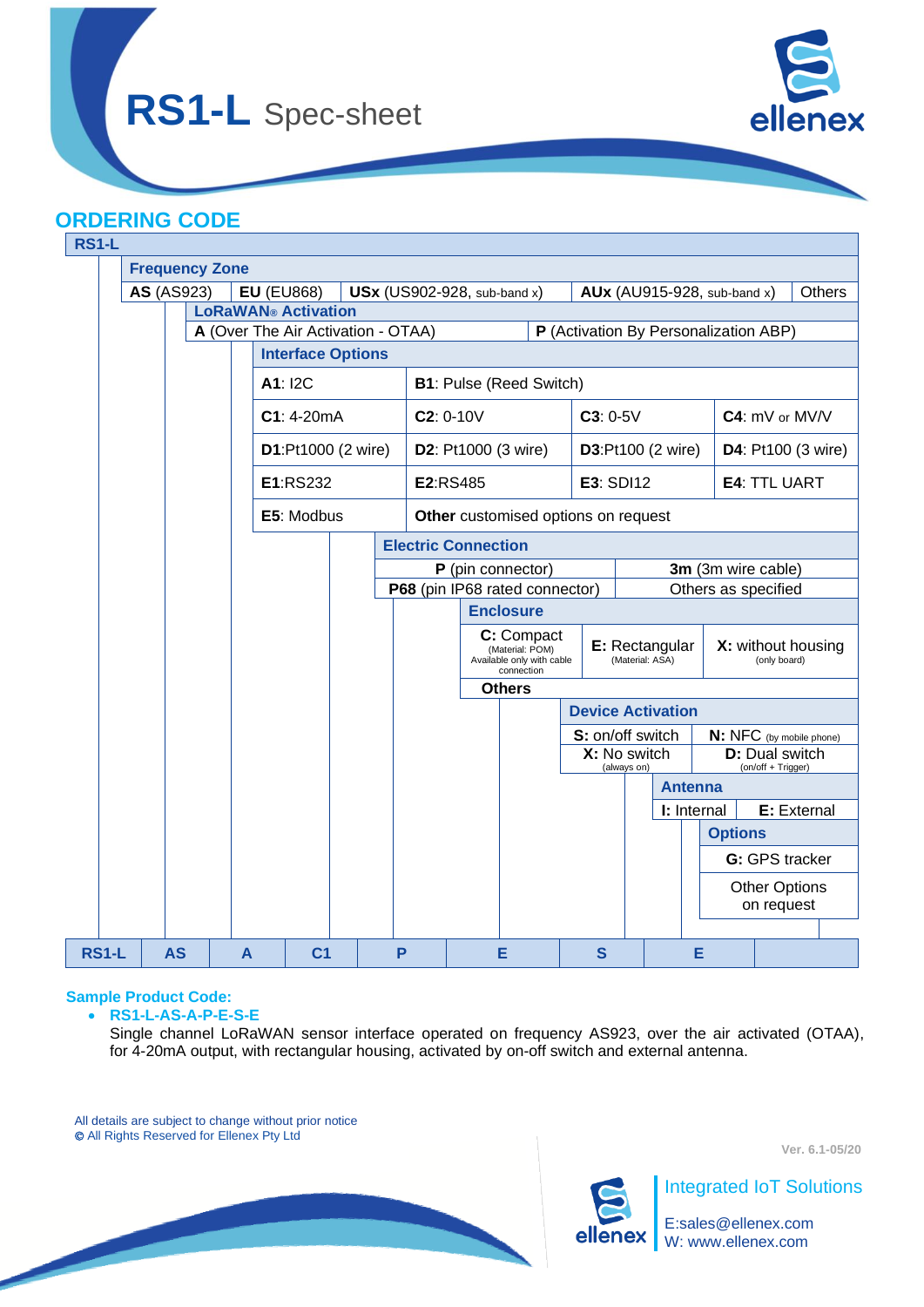# RS1-L Spec-sheet

## ORDERING CODE

**RS1-L**

**Frequency Zone**

| | | | | |
|---|---|---|---|---|
| **AS** (AS923) | **EU** (EU868) | **USx** (US902-928, sub-band x) | **AUx** (AU915-928, sub-band x) | Others |

**LoRaWAN® Activation**

| | |
|---|---|
| **A** (Over The Air Activation - OTAA) | **P** (Activation By Personalization ABP) |

**Interface Options**

| | | | |
|---|---|---|---|
| **A1**: I2C | **B1**: Pulse (Reed Switch) | | |
| **C1**: 4-20mA | **C2**: 0-10V | **C3**: 0-5V | **C4**: mV or MV/V |
| **D1**:Pt1000 (2 wire) | **D2**: Pt1000 (3 wire) | **D3**:Pt100 (2 wire) | **D4**: Pt100 (3 wire) |
| **E1**:RS232 | **E2**:RS485 | **E3**: SDI12 | **E4**: TTL UART |
| **E5**: Modbus | **Other** customised options on request | | |

**Electric Connection**

| | |
|---|---|
| **P** (pin connector) | **3m** (3m wire cable) |
| **P68** (pin IP68 rated connector) | Others as specified |

**Enclosure**

| | | |
|---|---|---|
| **C:** Compact (Material: POM) Available only with cable connection | **E:** Rectangular (Material: ASA) | **X:** without housing (only board) |
| **Others** | | |

**Device Activation**

| | |
|---|---|
| **S:** on/off switch | **N:** NFC (by mobile phone) |
| **X:** No switch (always on) | **D:** Dual switch (on/off + Trigger) |

**Antenna**

| | |
|---|---|
| **I:** Internal | **E:** External |

**Options**

- **G:** GPS tracker
- Other Options on request

| RS1-L | AS | A | C1 | P | E | S | E | |
|---|---|---|---|---|---|---|---|---|

**Sample Product Code:**

- **RS1-L-AS-A-P-E-S-E**

  Single channel LoRaWAN sensor interface operated on frequency AS923, over the air activated (OTAA), for 4-20mA output, with rectangular housing, activated by on-off switch and external antenna.

All details are subject to change without prior notice
© All Rights Reserved for Ellenex Pty Ltd

Ver. 6.1-05/20

Integrated IoT Solutions

E:sales@ellenex.com
W: www.ellenex.com